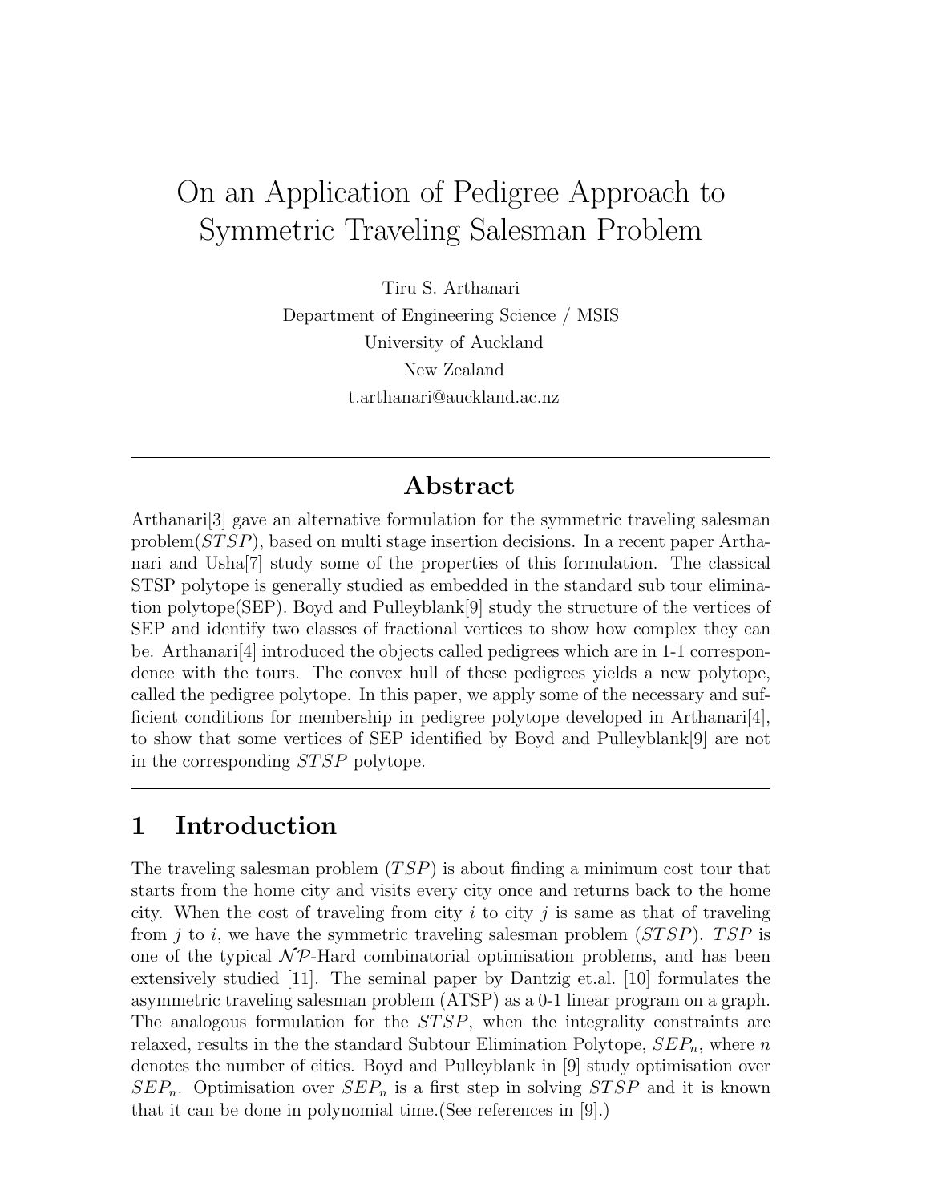# On an Application of Pedigree Approach to Symmetric Traveling Salesman Problem

Tiru S. Arthanari
Department of Engineering Science / MSIS
University of Auckland
New Zealand
t.arthanari@auckland.ac.nz

---

## Abstract

Arthanari[3] gave an alternative formulation for the symmetric traveling salesman problem($STSP$), based on multi stage insertion decisions. In a recent paper Arthanari and Usha[7] study some of the properties of this formulation. The classical STSP polytope is generally studied as embedded in the standard sub tour elimination polytope(SEP). Boyd and Pulleyblank[9] study the structure of the vertices of SEP and identify two classes of fractional vertices to show how complex they can be. Arthanari[4] introduced the objects called pedigrees which are in 1-1 correspondence with the tours. The convex hull of these pedigrees yields a new polytope, called the pedigree polytope. In this paper, we apply some of the necessary and sufficient conditions for membership in pedigree polytope developed in Arthanari[4], to show that some vertices of SEP identified by Boyd and Pulleyblank[9] are not in the corresponding $STSP$ polytope.

---

## 1 Introduction

The traveling salesman problem ($TSP$) is about finding a minimum cost tour that starts from the home city and visits every city once and returns back to the home city. When the cost of traveling from city $i$ to city $j$ is same as that of traveling from $j$ to $i$, we have the symmetric traveling salesman problem ($STSP$). $TSP$ is one of the typical $\mathcal{NP}$-Hard combinatorial optimisation problems, and has been extensively studied [11]. The seminal paper by Dantzig et.al. [10] formulates the asymmetric traveling salesman problem (ATSP) as a 0-1 linear program on a graph. The analogous formulation for the $STSP$, when the integrality constraints are relaxed, results in the the standard Subtour Elimination Polytope, $SEP_n$, where $n$ denotes the number of cities. Boyd and Pulleyblank in [9] study optimisation over $SEP_n$. Optimisation over $SEP_n$ is a first step in solving $STSP$ and it is known that it can be done in polynomial time.(See references in [9].)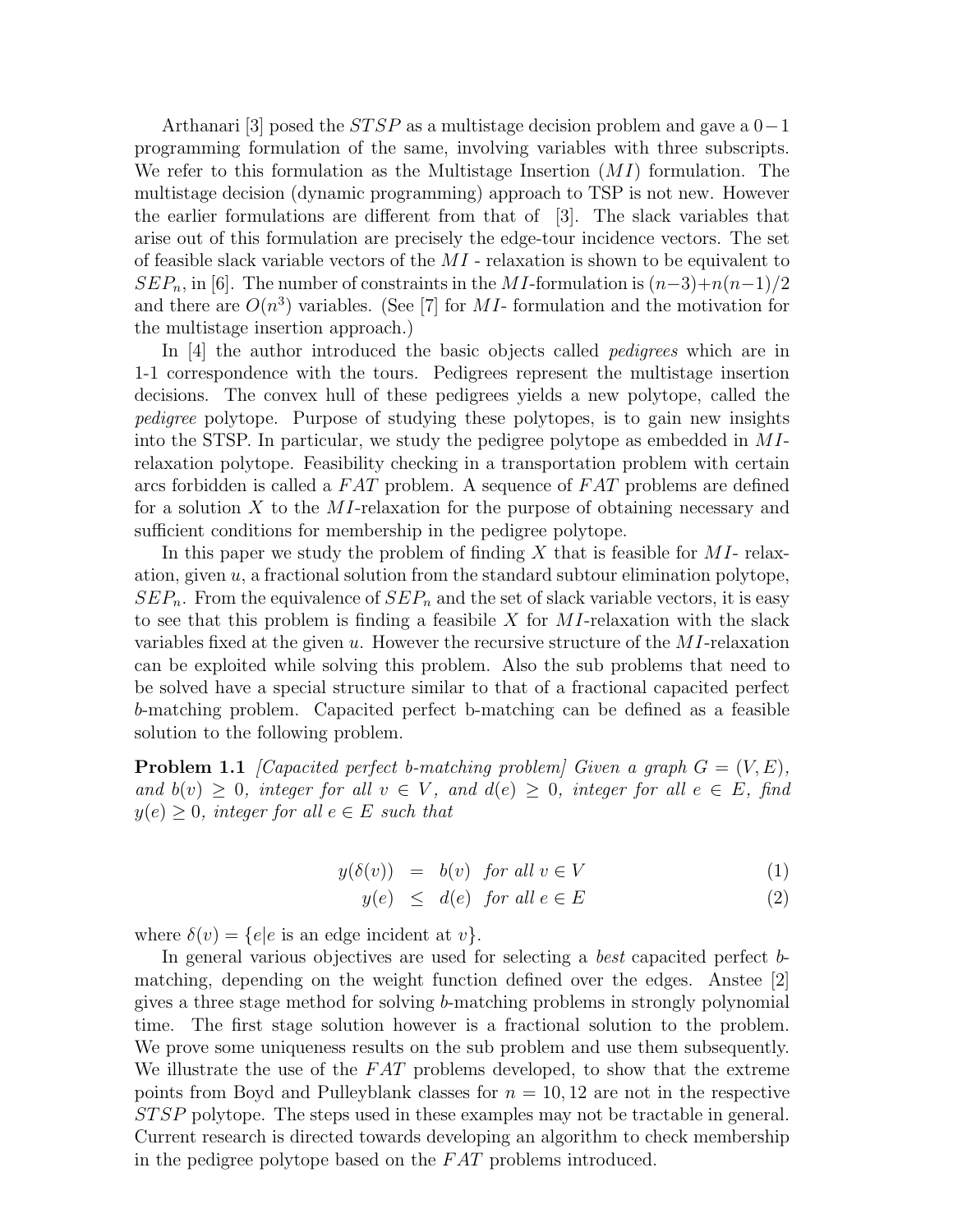Arthanari [3] posed the $STSP$ as a multistage decision problem and gave a $0-1$ programming formulation of the same, involving variables with three subscripts. We refer to this formulation as the Multistage Insertion ($MI$) formulation. The multistage decision (dynamic programming) approach to TSP is not new. However the earlier formulations are different from that of [3]. The slack variables that arise out of this formulation are precisely the edge-tour incidence vectors. The set of feasible slack variable vectors of the $MI$ - relaxation is shown to be equivalent to $SEP_n$, in [6]. The number of constraints in the $MI$-formulation is $(n-3)+n(n-1)/2$ and there are $O(n^3)$ variables. (See [7] for $MI$- formulation and the motivation for the multistage insertion approach.)

In [4] the author introduced the basic objects called *pedigrees* which are in 1-1 correspondence with the tours. Pedigrees represent the multistage insertion decisions. The convex hull of these pedigrees yields a new polytope, called the *pedigree* polytope. Purpose of studying these polytopes, is to gain new insights into the STSP. In particular, we study the pedigree polytope as embedded in $MI$-relaxation polytope. Feasibility checking in a transportation problem with certain arcs forbidden is called a $FAT$ problem. A sequence of $FAT$ problems are defined for a solution $X$ to the $MI$-relaxation for the purpose of obtaining necessary and sufficient conditions for membership in the pedigree polytope.

In this paper we study the problem of finding $X$ that is feasible for $MI$- relaxation, given $u$, a fractional solution from the standard subtour elimination polytope, $SEP_n$. From the equivalence of $SEP_n$ and the set of slack variable vectors, it is easy to see that this problem is finding a feasibile $X$ for $MI$-relaxation with the slack variables fixed at the given $u$. However the recursive structure of the $MI$-relaxation can be exploited while solving this problem. Also the sub problems that need to be solved have a special structure similar to that of a fractional capacited perfect $b$-matching problem. Capacited perfect b-matching can be defined as a feasible solution to the following problem.

**Problem 1.1** *[Capacited perfect b-matching problem] Given a graph $G = (V, E)$, and $b(v) \geq 0$, integer for all $v \in V$, and $d(e) \geq 0$, integer for all $e \in E$, find $y(e) \geq 0$, integer for all $e \in E$ such that*

$$y(\delta(v)) = b(v) \quad \text{for all } v \in V \tag{1}$$

$$y(e) \leq d(e) \quad \text{for all } e \in E \tag{2}$$

where $\delta(v) = \{e | e \text{ is an edge incident at } v\}$.

In general various objectives are used for selecting a *best* capacited perfect $b$-matching, depending on the weight function defined over the edges. Anstee [2] gives a three stage method for solving $b$-matching problems in strongly polynomial time. The first stage solution however is a fractional solution to the problem. We prove some uniqueness results on the sub problem and use them subsequently. We illustrate the use of the $FAT$ problems developed, to show that the extreme points from Boyd and Pulleyblank classes for $n = 10, 12$ are not in the respective $STSP$ polytope. The steps used in these examples may not be tractable in general. Current research is directed towards developing an algorithm to check membership in the pedigree polytope based on the $FAT$ problems introduced.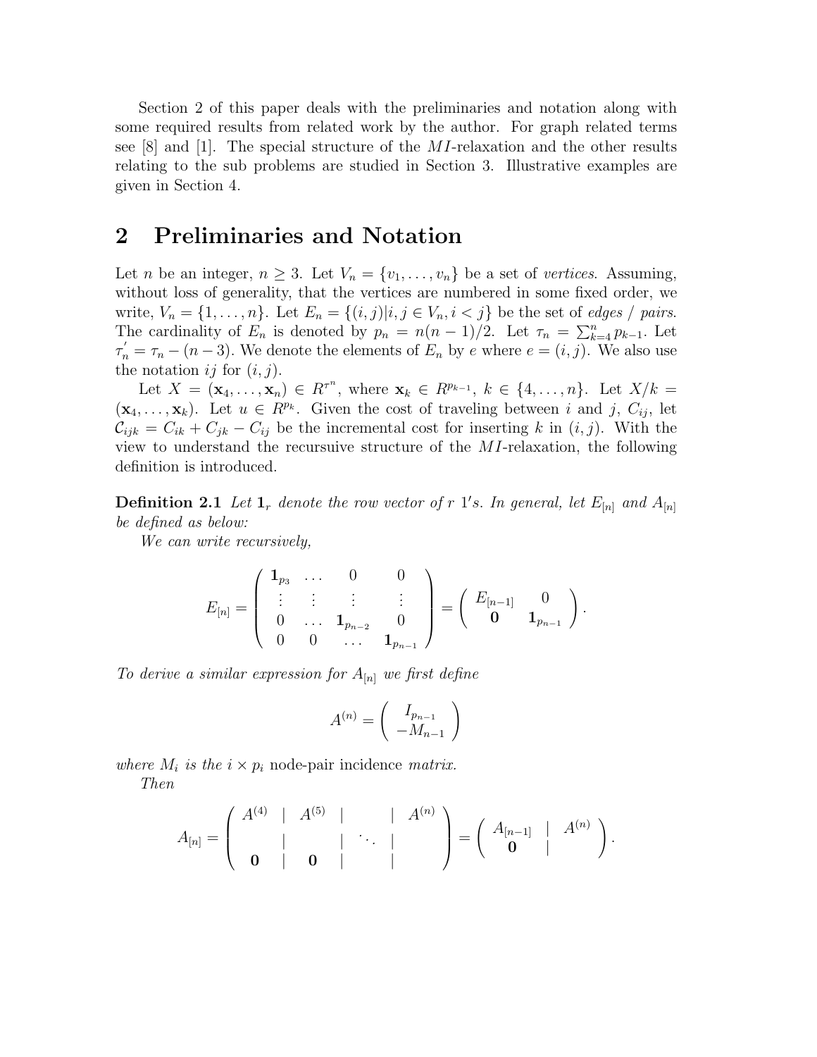Section 2 of this paper deals with the preliminaries and notation along with some required results from related work by the author. For graph related terms see [8] and [1]. The special structure of the $MI$-relaxation and the other results relating to the sub problems are studied in Section 3. Illustrative examples are given in Section 4.

# 2 Preliminaries and Notation

Let $n$ be an integer, $n \geq 3$. Let $V_n = \{v_1, \ldots, v_n\}$ be a set of *vertices*. Assuming, without loss of generality, that the vertices are numbered in some fixed order, we write, $V_n = \{1, \ldots, n\}$. Let $E_n = \{(i,j) | i,j \in V_n, i < j\}$ be the set of *edges / pairs*. The cardinality of $E_n$ is denoted by $p_n = n(n-1)/2$. Let $\tau_n = \sum_{k=4}^{n} p_{k-1}$. Let $\tau_n^{'} = \tau_n - (n-3)$. We denote the elements of $E_n$ by $e$ where $e = (i,j)$. We also use the notation $ij$ for $(i,j)$.

Let $X = (\mathbf{x}_4, \ldots, \mathbf{x}_n) \in R^{\tau^n}$, where $\mathbf{x}_k \in R^{p_{k-1}}$, $k \in \{4, \ldots, n\}$. Let $X/k = (\mathbf{x}_4, \ldots, \mathbf{x}_k)$. Let $u \in R^{p_k}$. Given the cost of traveling between $i$ and $j$, $C_{ij}$, let $\mathcal{C}_{ijk} = C_{ik} + C_{jk} - C_{ij}$ be the incremental cost for inserting $k$ in $(i,j)$. With the view to understand the recursuive structure of the $MI$-relaxation, the following definition is introduced.

**Definition 2.1** *Let $\mathbf{1}_r$ denote the row vector of $r$ $1'$s. In general, let $E_{[n]}$ and $A_{[n]}$ be defined as below:*

*We can write recursively,*

$$E_{[n]} = \begin{pmatrix} \mathbf{1}_{p_3} & \ldots & 0 & 0 \\ \vdots & \vdots & \vdots & \vdots \\ 0 & \ldots & \mathbf{1}_{p_{n-2}} & 0 \\ 0 & 0 & \ldots & \mathbf{1}_{p_{n-1}} \end{pmatrix} = \begin{pmatrix} E_{[n-1]} & 0 \\ \mathbf{0} & \mathbf{1}_{p_{n-1}} \end{pmatrix}.$$

*To derive a similar expression for $A_{[n]}$ we first define*

$$A^{(n)} = \begin{pmatrix} I_{p_{n-1}} \\ -M_{n-1} \end{pmatrix}$$

*where $M_i$ is the $i \times p_i$* node-pair incidence *matrix.*

*Then*

$$A_{[n]} = \left( \begin{array}{c|c|c|c} A^{(4)} & A^{(5)} & & A^{(n)} \\ & & \ddots & \\ \mathbf{0} & \mathbf{0} & & \end{array} \right) = \left( \begin{array}{c|c} A_{[n-1]} & A^{(n)} \\ \mathbf{0} & \end{array} \right).$$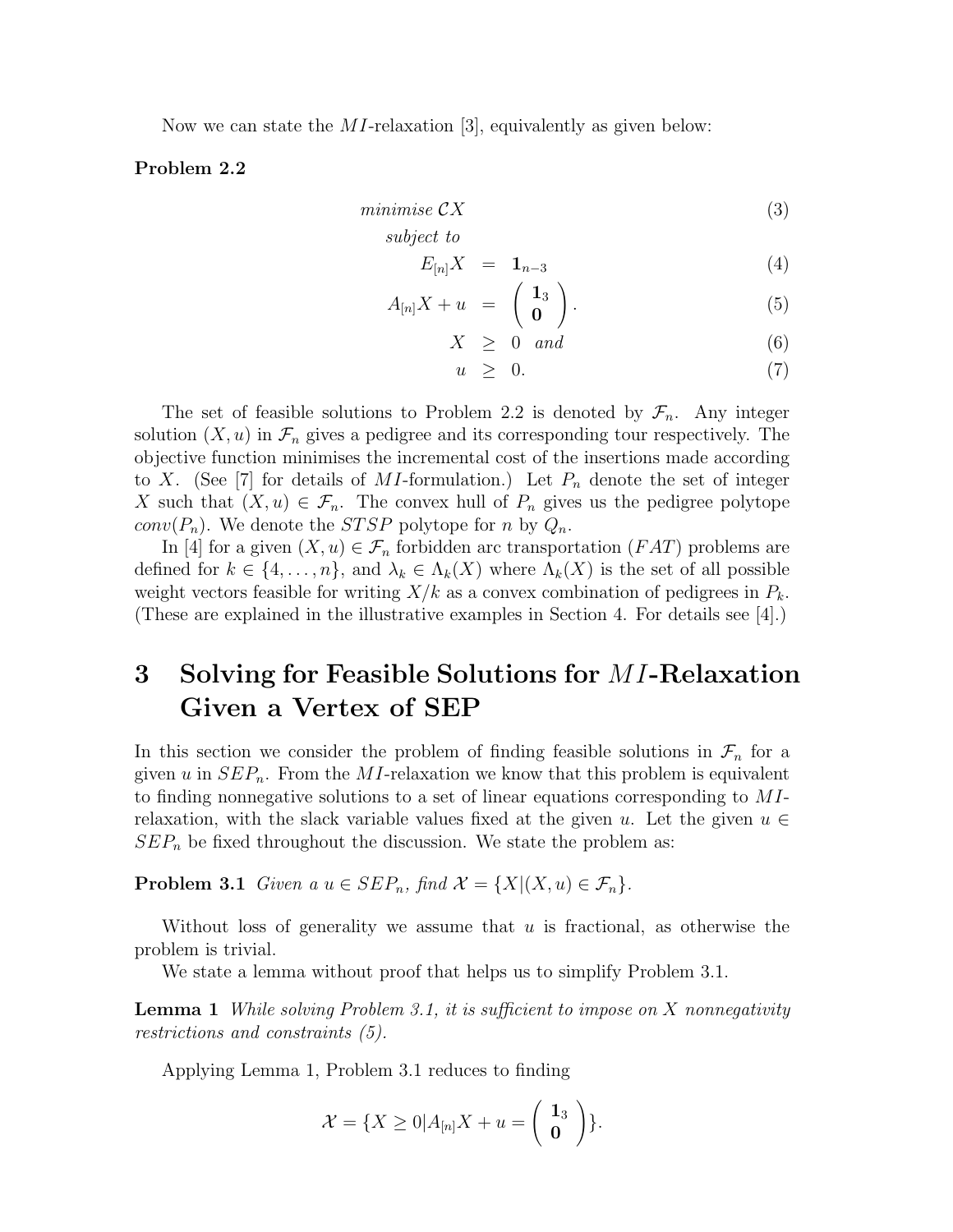Now we can state the $MI$-relaxation [3], equivalently as given below:

**Problem 2.2**

$$
\begin{aligned}
& \textit{minimise } \mathcal{C}X & (3)\\
& \quad \textit{subject to} & \\
& \quad E_{[n]}X \;=\; \mathbf{1}_{n-3} & (4)\\
& \quad A_{[n]}X + u \;=\; \begin{pmatrix} \mathbf{1}_3 \\ \mathbf{0} \end{pmatrix}. & (5)\\
& \quad X \;\geq\; 0 \quad \textit{and} & (6)\\
& \quad u \;\geq\; 0. & (7)
\end{aligned}
$$

The set of feasible solutions to Problem 2.2 is denoted by $\mathcal{F}_n$. Any integer solution $(X, u)$ in $\mathcal{F}_n$ gives a pedigree and its corresponding tour respectively. The objective function minimises the incremental cost of the insertions made according to $X$. (See [7] for details of $MI$-formulation.) Let $P_n$ denote the set of integer $X$ such that $(X, u) \in \mathcal{F}_n$. The convex hull of $P_n$ gives us the pedigree polytope $conv(P_n)$. We denote the $STSP$ polytope for $n$ by $Q_n$.

In [4] for a given $(X, u) \in \mathcal{F}_n$ forbidden arc transportation ($FAT$) problems are defined for $k \in \{4, \ldots, n\}$, and $\lambda_k \in \Lambda_k(X)$ where $\Lambda_k(X)$ is the set of all possible weight vectors feasible for writing $X/k$ as a convex combination of pedigrees in $P_k$. (These are explained in the illustrative examples in Section 4. For details see [4].)

# 3 Solving for Feasible Solutions for $MI$-Relaxation Given a Vertex of SEP

In this section we consider the problem of finding feasible solutions in $\mathcal{F}_n$ for a given $u$ in $SEP_n$. From the $MI$-relaxation we know that this problem is equivalent to finding nonnegative solutions to a set of linear equations corresponding to $MI$-relaxation, with the slack variable values fixed at the given $u$. Let the given $u \in SEP_n$ be fixed throughout the discussion. We state the problem as:

**Problem 3.1** *Given a $u \in SEP_n$, find $\mathcal{X} = \{X | (X, u) \in \mathcal{F}_n\}$.*

Without loss of generality we assume that $u$ is fractional, as otherwise the problem is trivial.

We state a lemma without proof that helps us to simplify Problem 3.1.

**Lemma 1** *While solving Problem 3.1, it is sufficient to impose on $X$ nonnegativity restrictions and constraints (5).*

Applying Lemma 1, Problem 3.1 reduces to finding

$$
\mathcal{X} = \{X \geq 0 | A_{[n]}X + u = \begin{pmatrix} \mathbf{1}_3 \\ \mathbf{0} \end{pmatrix}\}.
$$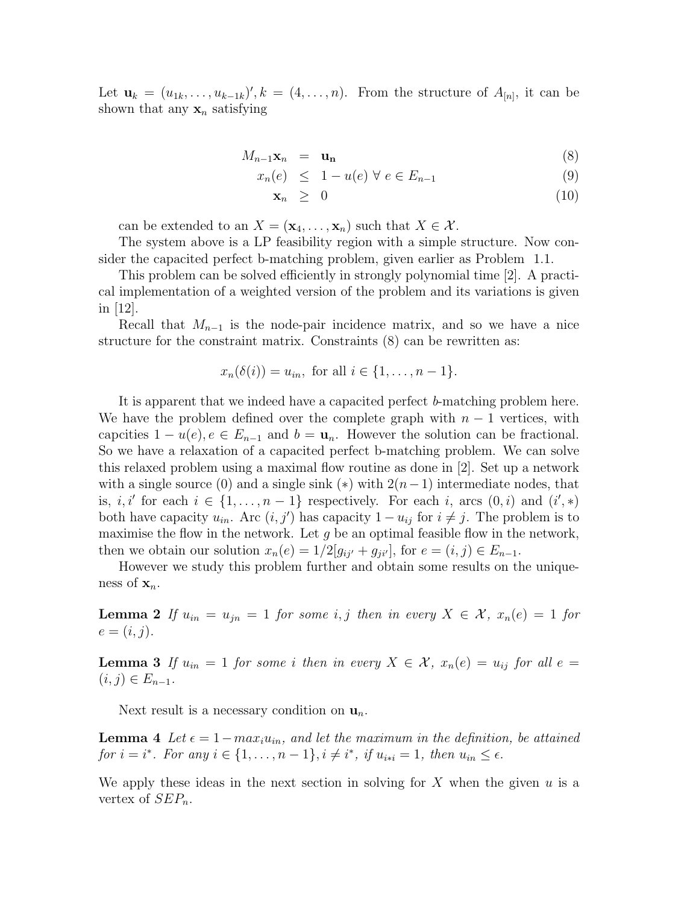Let $\mathbf{u}_k = (u_{1k}, \ldots, u_{k-1k})', k = (4, \ldots, n)$. From the structure of $A_{[n]}$, it can be shown that any $\mathbf{x}_n$ satisfying

$$
\begin{aligned}
M_{n-1}\mathbf{x}_n &= \mathbf{u_n} && (8)\\
x_n(e) &\leq 1 - u(e) \;\forall\; e \in E_{n-1} && (9)\\
\mathbf{x}_n &\geq 0 && (10)
\end{aligned}
$$

can be extended to an $X = (\mathbf{x}_4, \ldots, \mathbf{x}_n)$ such that $X \in \mathcal{X}$.

The system above is a LP feasibility region with a simple structure. Now consider the capacited perfect b-matching problem, given earlier as Problem 1.1.

This problem can be solved efficiently in strongly polynomial time [2]. A practical implementation of a weighted version of the problem and its variations is given in [12].

Recall that $M_{n-1}$ is the node-pair incidence matrix, and so we have a nice structure for the constraint matrix. Constraints (8) can be rewritten as:

$$x_n(\delta(i)) = u_{in}, \text{ for all } i \in \{1, \ldots, n-1\}.$$

It is apparent that we indeed have a capacited perfect $b$-matching problem here. We have the problem defined over the complete graph with $n-1$ vertices, with capcities $1 - u(e), e \in E_{n-1}$ and $b = \mathbf{u}_n$. However the solution can be fractional. So we have a relaxation of a capacited perfect b-matching problem. We can solve this relaxed problem using a maximal flow routine as done in [2]. Set up a network with a single source (0) and a single sink ($*$) with $2(n-1)$ intermediate nodes, that is, $i, i'$ for each $i \in \{1, \ldots, n-1\}$ respectively. For each $i$, arcs $(0, i)$ and $(i', *)$ both have capacity $u_{in}$. Arc $(i, j')$ has capacity $1 - u_{ij}$ for $i \neq j$. The problem is to maximise the flow in the network. Let $g$ be an optimal feasible flow in the network, then we obtain our solution $x_n(e) = 1/2[g_{ij'} + g_{ji'}]$, for $e = (i, j) \in E_{n-1}$.

However we study this problem further and obtain some results on the uniqueness of $\mathbf{x}_n$.

**Lemma 2** *If $u_{in} = u_{jn} = 1$ for some $i, j$ then in every $X \in \mathcal{X}$, $x_n(e) = 1$ for $e = (i, j)$.*

**Lemma 3** *If $u_{in} = 1$ for some $i$ then in every $X \in \mathcal{X}$, $x_n(e) = u_{ij}$ for all $e = (i, j) \in E_{n-1}$.*

Next result is a necessary condition on $\mathbf{u}_n$.

**Lemma 4** *Let $\epsilon = 1 - max_i u_{in}$, and let the maximum in the definition, be attained for $i = i^*$. For any $i \in \{1, \ldots, n-1\}, i \neq i^*$, if $u_{i*i} = 1$, then $u_{in} \leq \epsilon$.*

We apply these ideas in the next section in solving for $X$ when the given $u$ is a vertex of $SEP_n$.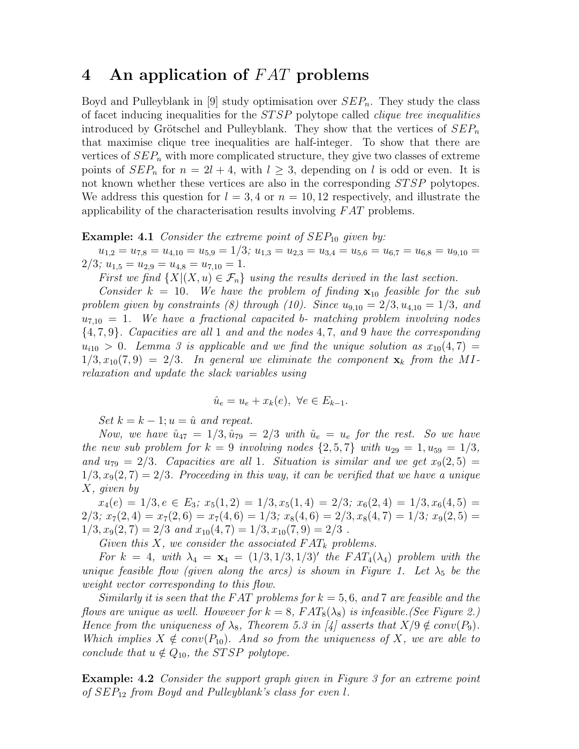# 4 An application of $FAT$ problems

Boyd and Pulleyblank in [9] study optimisation over $SEP_n$. They study the class of facet inducing inequalities for the $STSP$ polytope called *clique tree inequalities* introduced by Grötschel and Pulleyblank. They show that the vertices of $SEP_n$ that maximise clique tree inequalities are half-integer. To show that there are vertices of $SEP_n$ with more complicated structure, they give two classes of extreme points of $SEP_n$ for $n = 2l + 4$, with $l \geq 3$, depending on $l$ is odd or even. It is not known whether these vertices are also in the corresponding $STSP$ polytopes. We address this question for $l = 3, 4$ or $n = 10, 12$ respectively, and illustrate the applicability of the characterisation results involving $FAT$ problems.

**Example: 4.1** *Consider the extreme point of $SEP_{10}$ given by:*

$u_{1,2} = u_{7,8} = u_{4,10} = u_{5,9} = 1/3$*;* $u_{1,3} = u_{2,3} = u_{3,4} = u_{5,6} = u_{6,7} = u_{6,8} = u_{9,10} = 2/3$*;* $u_{1,5} = u_{2,9} = u_{4,8} = u_{7,10} = 1$.

*First we find $\{X|(X, u) \in \mathcal{F}_n\}$ using the results derived in the last section.*

*Consider $k = 10$. We have the problem of finding $\mathbf{x}_{10}$ feasible for the sub problem given by constraints (8) through (10). Since $u_{9,10} = 2/3, u_{4,10} = 1/3$, and $u_{7,10} = 1$. We have a fractional capacited b- matching problem involving nodes $\{4, 7, 9\}$. Capacities are all 1 and and the nodes 4, 7, and 9 have the corresponding $u_{i10} > 0$. Lemma 3 is applicable and we find the unique solution as $x_{10}(4, 7) = 1/3, x_{10}(7, 9) = 2/3$. In general we eliminate the component $\mathbf{x}_k$ from the MI-relaxation and update the slack variables using*

$$\hat{u}_e = u_e + x_k(e), \ \forall e \in E_{k-1}.$$

*Set $k = k - 1; u = \hat{u}$ and repeat.*

*Now, we have $\hat{u}_{47} = 1/3, \hat{u}_{79} = 2/3$ with $\hat{u}_e = u_e$ for the rest. So we have the new sub problem for $k = 9$ involving nodes $\{2, 5, 7\}$ with $u_{29} = 1, u_{59} = 1/3$, and $u_{79} = 2/3$. Capacities are all 1. Situation is similar and we get $x_9(2, 5) = 1/3, x_9(2, 7) = 2/3$. Proceeding in this way, it can be verified that we have a unique $X$, given by*

$x_4(e) = 1/3, e \in E_3$*;* $x_5(1, 2) = 1/3, x_5(1, 4) = 2/3$*;* $x_6(2, 4) = 1/3, x_6(4, 5) = 2/3$*;* $x_7(2, 4) = x_7(2, 6) = x_7(4, 6) = 1/3$*;* $x_8(4, 6) = 2/3, x_8(4, 7) = 1/3$*;* $x_9(2, 5) = 1/3, x_9(2, 7) = 2/3$ *and* $x_{10}(4, 7) = 1/3, x_{10}(7, 9) = 2/3$ *.*

*Given this $X$, we consider the associated $FAT_k$ problems.*

*For $k = 4$, with $\lambda_4 = \mathbf{x}_4 = (1/3, 1/3, 1/3)'$ the $FAT_4(\lambda_4)$ problem with the unique feasible flow (given along the arcs) is shown in Figure 1. Let $\lambda_5$ be the weight vector corresponding to this flow.*

*Similarly it is seen that the $FAT$ problems for $k = 5, 6$, and 7 are feasible and the flows are unique as well. However for $k = 8$, $FAT_8(\lambda_8)$ is infeasible.(See Figure 2.) Hence from the uniqueness of $\lambda_8$, Theorem 5.3 in [4] asserts that $X/9 \notin conv(P_9)$. Which implies $X \notin conv(P_{10})$. And so from the uniqueness of $X$, we are able to conclude that $u \notin Q_{10}$, the $STSP$ polytope.*

**Example: 4.2** *Consider the support graph given in Figure 3 for an extreme point of $SEP_{12}$ from Boyd and Pulleyblank's class for even $l$.*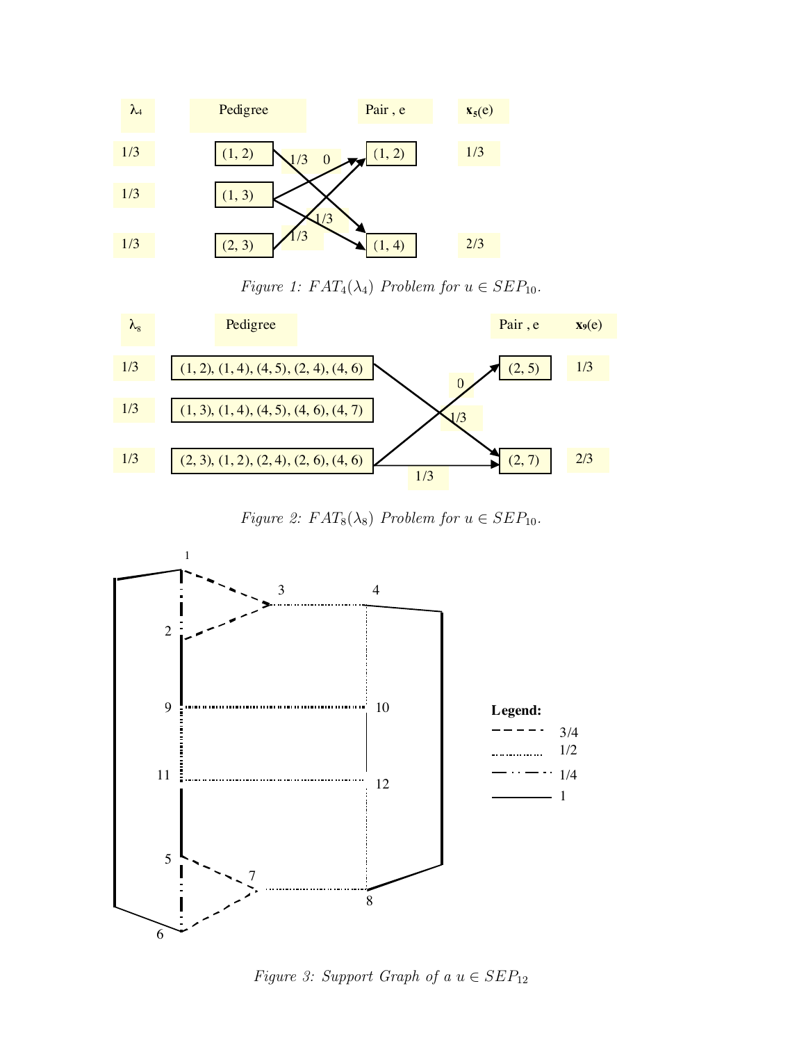| $\lambda_4$ | Pedigree | Pair , e | $x_5(e)$ |
|---|---|---|---|
| 1/3 | (1, 2) | (1, 2) | 1/3 |
| 1/3 | (1, 3) | | |
| 1/3 | (2, 3) | (1, 4) | 2/3 |

*Figure 1: $FAT_4(\lambda_4)$ Problem for $u \in SEP_{10}$.*

| $\lambda_8$ | Pedigree | Pair , e | $x_9(e)$ |
|---|---|---|---|
| 1/3 | (1, 2), (1, 4), (4, 5), (2, 4), (4, 6) | (2, 5) | 1/3 |
| 1/3 | (1, 3), (1, 4), (4, 5), (4, 6), (4, 7) | | |
| 1/3 | (2, 3), (1, 2), (2, 4), (2, 6), (4, 6) | (2, 7) | 2/3 |

*Figure 2: $FAT_8(\lambda_8)$ Problem for $u \in SEP_{10}$.*

Legend:
- 3/4
- 1/2
- 1/4
- 1

*Figure 3: Support Graph of a $u \in SEP_{12}$*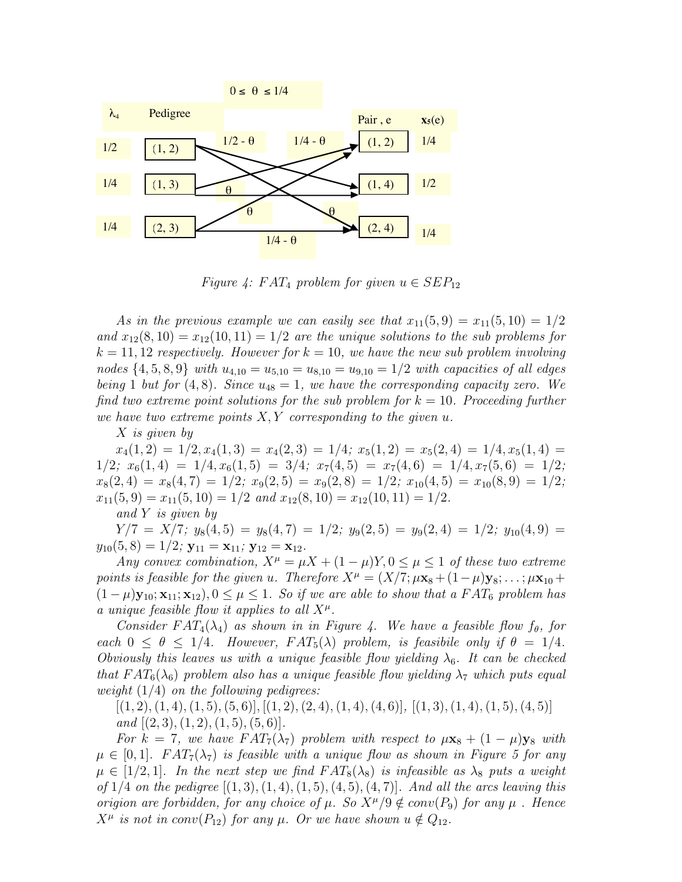| $\lambda_4$ | Pedigree | Pair, e | $\mathbf{x}_5(e)$ |
|---|---|---|---|
| 1/2 | (1, 2) | (1, 2) | 1/4 |
| 1/4 | (1, 3) | (1, 4) | 1/2 |
| 1/4 | (2, 3) | (2, 4) | 1/4 |

$0 \leq \theta \leq 1/4$

Figure 4: $FAT_4$ problem for given $u \in SEP_{12}$

*As in the previous example we can easily see that $x_{11}(5,9) = x_{11}(5,10) = 1/2$ and $x_{12}(8,10) = x_{12}(10,11) = 1/2$ are the unique solutions to the sub problems for $k = 11, 12$ respectively. However for $k = 10$, we have the new sub problem involving nodes $\{4, 5, 8, 9\}$ with $u_{4,10} = u_{5,10} = u_{8,10} = u_{9,10} = 1/2$ with capacities of all edges being 1 but for $(4, 8)$. Since $u_{48} = 1$, we have the corresponding capacity zero. We find two extreme point solutions for the sub problem for $k = 10$. Proceeding further we have two extreme points $X, Y$ corresponding to the given $u$.*

*$X$ is given by*

*$x_4(1,2) = 1/2, x_4(1,3) = x_4(2,3) = 1/4$; $x_5(1,2) = x_5(2,4) = 1/4, x_5(1,4) = 1/2$; $x_6(1,4) = 1/4, x_6(1,5) = 3/4$; $x_7(4,5) = x_7(4,6) = 1/4, x_7(5,6) = 1/2$; $x_8(2,4) = x_8(4,7) = 1/2$; $x_9(2,5) = x_9(2,8) = 1/2$; $x_{10}(4,5) = x_{10}(8,9) = 1/2$; $x_{11}(5,9) = x_{11}(5,10) = 1/2$ and $x_{12}(8,10) = x_{12}(10,11) = 1/2$.*

*and $Y$ is given by*

*$Y/7 = X/7$; $y_8(4,5) = y_8(4,7) = 1/2$; $y_9(2,5) = y_9(2,4) = 1/2$; $y_{10}(4,9) = y_{10}(5,8) = 1/2$; $\mathbf{y}_{11} = \mathbf{x}_{11}$; $\mathbf{y}_{12} = \mathbf{x}_{12}$.*

*Any convex combination, $X^\mu = \mu X + (1-\mu)Y, 0 \leq \mu \leq 1$ of these two extreme points is feasible for the given $u$. Therefore $X^\mu = (X/7; \mu\mathbf{x}_8 + (1-\mu)\mathbf{y}_8; \ldots; \mu\mathbf{x}_{10} + (1-\mu)\mathbf{y}_{10}; \mathbf{x}_{11}; \mathbf{x}_{12}), 0 \leq \mu \leq 1$. So if we are able to show that a $FAT_6$ problem has a unique feasible flow it applies to all $X^\mu$.*

*Consider $FAT_4(\lambda_4)$ as shown in in Figure 4. We have a feasible flow $f_\theta$, for each $0 \leq \theta \leq 1/4$. However, $FAT_5(\lambda)$ problem, is feasibile only if $\theta = 1/4$. Obviously this leaves us with a unique feasible flow yielding $\lambda_6$. It can be checked that $FAT_6(\lambda_6)$ problem also has a unique feasible flow yielding $\lambda_7$ which puts equal weight $(1/4)$ on the following pedigrees:*

*[(1, 2), (1, 4), (1, 5), (5, 6)], [(1, 2), (2, 4), (1, 4), (4, 6)], [(1, 3), (1, 4), (1, 5), (4, 5)] and [(2, 3), (1, 2), (1, 5), (5, 6)].*

*For $k = 7$, we have $FAT_7(\lambda_7)$ problem with respect to $\mu\mathbf{x}_8 + (1-\mu)\mathbf{y}_8$ with $\mu \in [0, 1]$. $FAT_7(\lambda_7)$ is feasible with a unique flow as shown in Figure 5 for any $\mu \in [1/2, 1]$. In the next step we find $FAT_8(\lambda_8)$ is infeasible as $\lambda_8$ puts a weight of $1/4$ on the pedigree [(1, 3), (1, 4), (1, 5), (4, 5), (4, 7)]. And all the arcs leaving this origion are forbidden, for any choice of $\mu$. So $X^\mu/9 \notin conv(P_9)$ for any $\mu$. Hence $X^\mu$ is not in $conv(P_{12})$ for any $\mu$. Or we have shown $u \notin Q_{12}$.*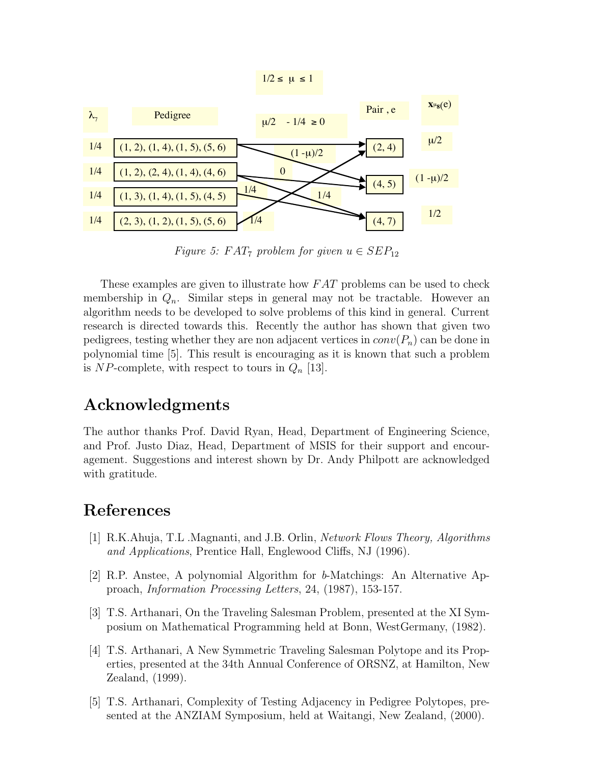Figure 5: $FAT_7$ problem for given $u \in SEP_{12}$

These examples are given to illustrate how $FAT$ problems can be used to check membership in $Q_n$. Similar steps in general may not be tractable. However an algorithm needs to be developed to solve problems of this kind in general. Current research is directed towards this. Recently the author has shown that given two pedigrees, testing whether they are non adjacent vertices in $conv(P_n)$ can be done in polynomial time [5]. This result is encouraging as it is known that such a problem is $NP$-complete, with respect to tours in $Q_n$ [13].

## Acknowledgments

The author thanks Prof. David Ryan, Head, Department of Engineering Science, and Prof. Justo Diaz, Head, Department of MSIS for their support and encouragement. Suggestions and interest shown by Dr. Andy Philpott are acknowledged with gratitude.

## References

[1] R.K.Ahuja, T.L .Magnanti, and J.B. Orlin, *Network Flows Theory, Algorithms and Applications*, Prentice Hall, Englewood Cliffs, NJ (1996).

[2] R.P. Anstee, A polynomial Algorithm for $b$-Matchings: An Alternative Approach, *Information Processing Letters*, 24, (1987), 153-157.

[3] T.S. Arthanari, On the Traveling Salesman Problem, presented at the XI Symposium on Mathematical Programming held at Bonn, WestGermany, (1982).

[4] T.S. Arthanari, A New Symmetric Traveling Salesman Polytope and its Properties, presented at the 34th Annual Conference of ORSNZ, at Hamilton, New Zealand, (1999).

[5] T.S. Arthanari, Complexity of Testing Adjacency in Pedigree Polytopes, presented at the ANZIAM Symposium, held at Waitangi, New Zealand, (2000).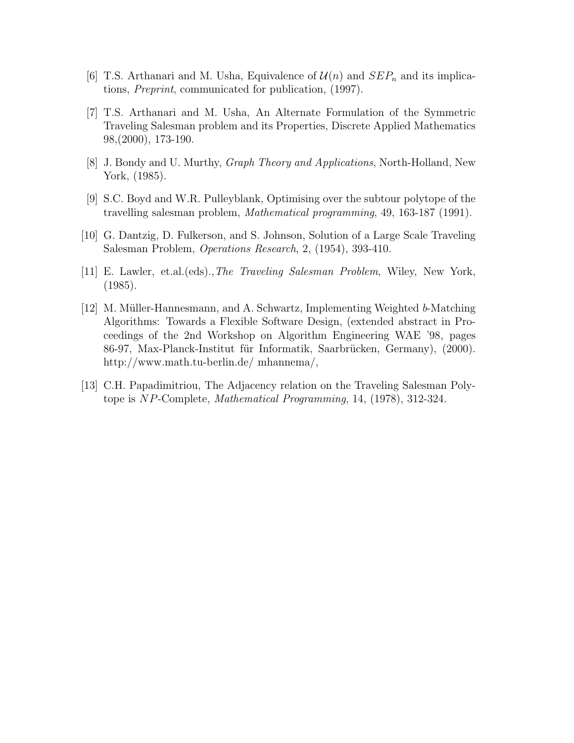[6] T.S. Arthanari and M. Usha, Equivalence of $\mathcal{U}(n)$ and $SEP_n$ and its implications, *Preprint*, communicated for publication, (1997).

[7] T.S. Arthanari and M. Usha, An Alternate Formulation of the Symmetric Traveling Salesman problem and its Properties, Discrete Applied Mathematics 98,(2000), 173-190.

[8] J. Bondy and U. Murthy, *Graph Theory and Applications*, North-Holland, New York, (1985).

[9] S.C. Boyd and W.R. Pulleyblank, Optimising over the subtour polytope of the travelling salesman problem, *Mathematical programming*, 49, 163-187 (1991).

[10] G. Dantzig, D. Fulkerson, and S. Johnson, Solution of a Large Scale Traveling Salesman Problem, *Operations Research*, 2, (1954), 393-410.

[11] E. Lawler, et.al.(eds).,*The Traveling Salesman Problem*, Wiley, New York, (1985).

[12] M. Müller-Hannesmann, and A. Schwartz, Implementing Weighted $b$-Matching Algorithms: Towards a Flexible Software Design, (extended abstract in Proceedings of the 2nd Workshop on Algorithm Engineering WAE '98, pages 86-97, Max-Planck-Institut für Informatik, Saarbrücken, Germany), (2000). http://www.math.tu-berlin.de/ mhannema/,

[13] C.H. Papadimitriou, The Adjacency relation on the Traveling Salesman Polytope is $NP$-Complete, *Mathematical Programming*, 14, (1978), 312-324.